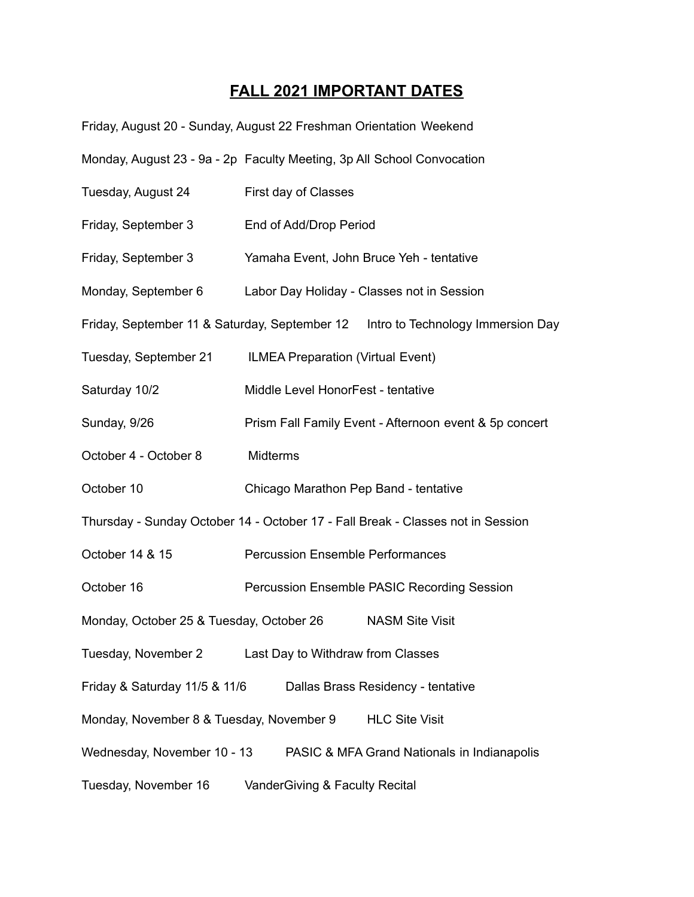# FALL 2021 IMPORTANT DATES

Friday, August 20 - Sunday, August 22 Freshman Orientation Weekend

Monday, August 23 - 9a - 2p Faculty Meeting, 3p All School Convocation

Tuesday, August 24 First day of Classes

Friday, September 3 End of Add/Drop Period

Friday, September 3 Yamaha Event, John Bruce Yeh - tentative

Monday, September 6 Labor Day Holiday - Classes not in Session

Friday, September 11 & Saturday, September 12 Intro to Technology Immersion Day

Tuesday, September 21 ILMEA Preparation (Virtual Event)

Saturday 10/2 Middle Level HonorFest - tentative

Sunday, 9/26 Prism Fall Family Event - Afternoon event & 5p concert

October 4 - October 8 Midterms

October 10 Chicago Marathon Pep Band - tentative

Thursday - Sunday October 14 - October 17 - Fall Break - Classes not in Session

October 14 & 15 Percussion Ensemble Performances

October 16 Percussion Ensemble PASIC Recording Session

Monday, October 25 & Tuesday, October 26 NASM Site Visit

Tuesday, November 2 Last Day to Withdraw from Classes

Friday & Saturday 11/5 & 11/6 Dallas Brass Residency - tentative

Monday, November 8 & Tuesday, November 9 HLC Site Visit

Wednesday, November 10 - 13 PASIC & MFA Grand Nationals in Indianapolis

Tuesday, November 16 VanderGiving & Faculty Recital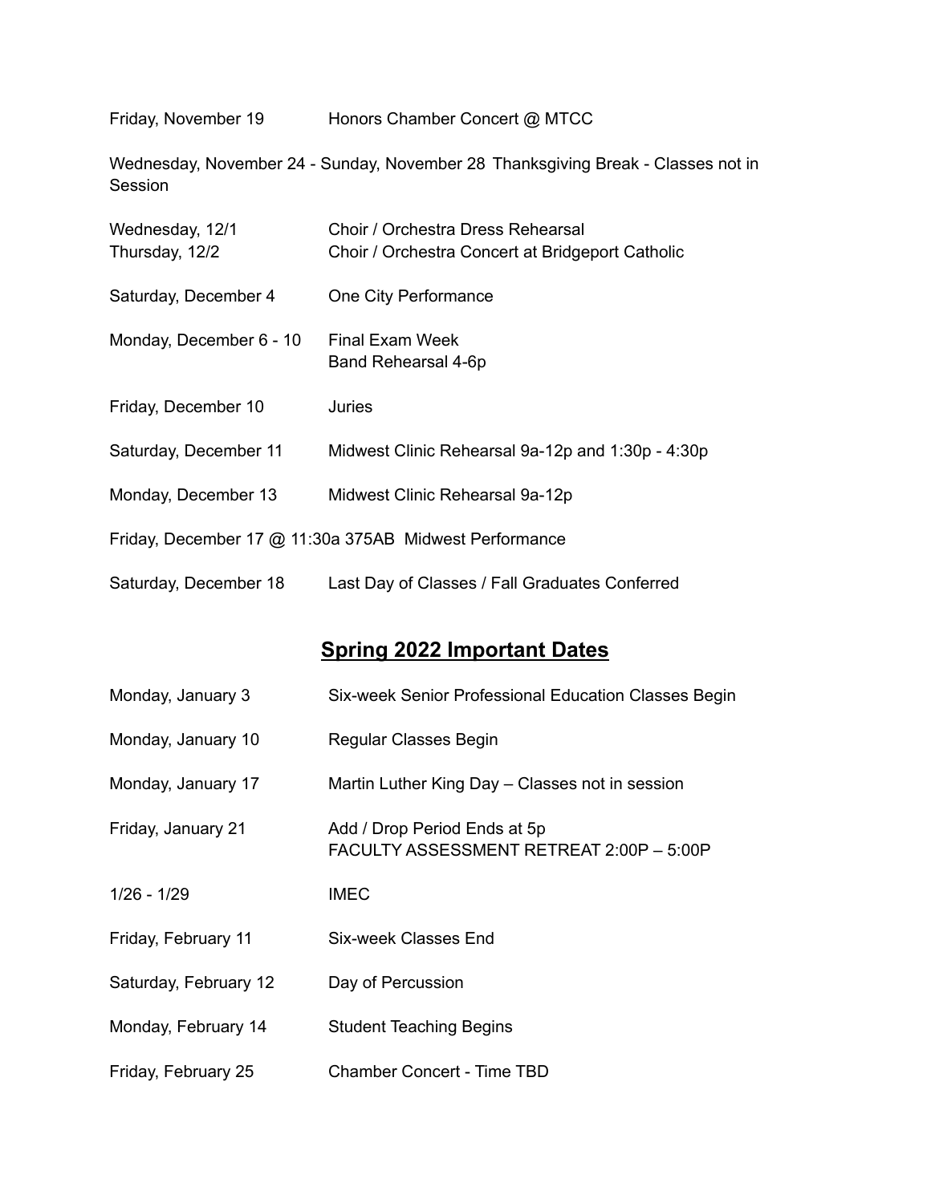Friday, November 19 — Honors Chamber Concert @ MTCC

Wednesday, November 24 - Sunday, November 28 Thanksgiving Break - Classes not in Session

Wednesday, 12/1 — Choir / Orchestra Dress Rehearsal
Thursday, 12/2 — Choir / Orchestra Concert at Bridgeport Catholic

Saturday, December 4 — One City Performance

Monday, December 6 - 10 — Final Exam Week
Band Rehearsal 4-6p

Friday, December 10 — Juries

Saturday, December 11 — Midwest Clinic Rehearsal 9a-12p and 1:30p - 4:30p

Monday, December 13 — Midwest Clinic Rehearsal 9a-12p

Friday, December 17 @ 11:30a 375AB Midwest Performance

Saturday, December 18 — Last Day of Classes / Fall Graduates Conferred

## Spring 2022 Important Dates

Monday, January 3 — Six-week Senior Professional Education Classes Begin

Monday, January 10 — Regular Classes Begin

Monday, January 17 — Martin Luther King Day – Classes not in session

Friday, January 21 — Add / Drop Period Ends at 5p
FACULTY ASSESSMENT RETREAT 2:00P – 5:00P

1/26 - 1/29 — IMEC

Friday, February 11 — Six-week Classes End

Saturday, February 12 — Day of Percussion

Monday, February 14 — Student Teaching Begins

Friday, February 25 — Chamber Concert - Time TBD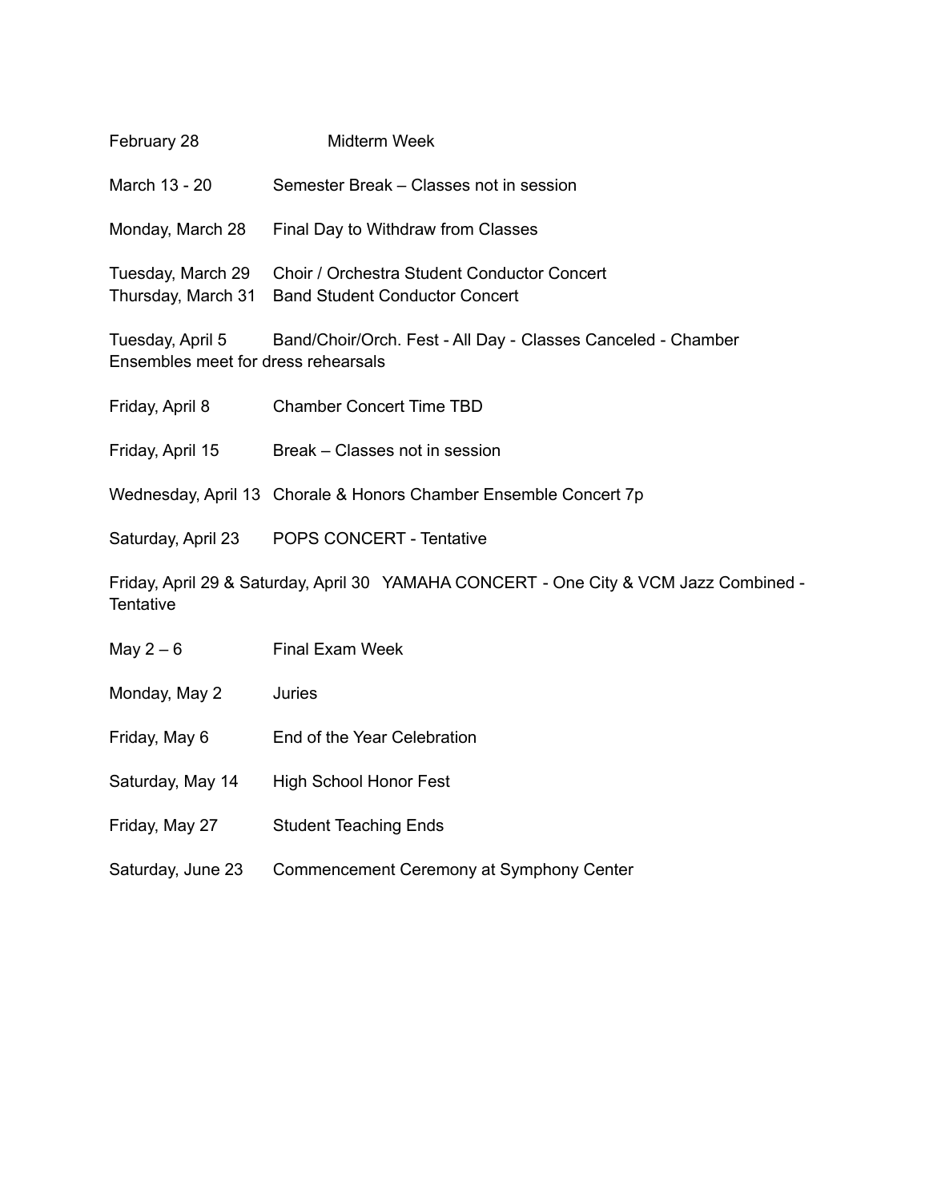February 28 Midterm Week

March 13 - 20 Semester Break – Classes not in session

Monday, March 28 Final Day to Withdraw from Classes

Tuesday, March 29 Choir / Orchestra Student Conductor Concert
Thursday, March 31 Band Student Conductor Concert

Tuesday, April 5 Band/Choir/Orch. Fest - All Day - Classes Canceled - Chamber Ensembles meet for dress rehearsals

Friday, April 8 Chamber Concert Time TBD

Friday, April 15 Break – Classes not in session

Wednesday, April 13 Chorale & Honors Chamber Ensemble Concert 7p

Saturday, April 23 POPS CONCERT - Tentative

Friday, April 29 & Saturday, April 30 YAMAHA CONCERT - One City & VCM Jazz Combined - Tentative

May 2 – 6 Final Exam Week

Monday, May 2 Juries

Friday, May 6 End of the Year Celebration

Saturday, May 14 High School Honor Fest

Friday, May 27 Student Teaching Ends

Saturday, June 23 Commencement Ceremony at Symphony Center